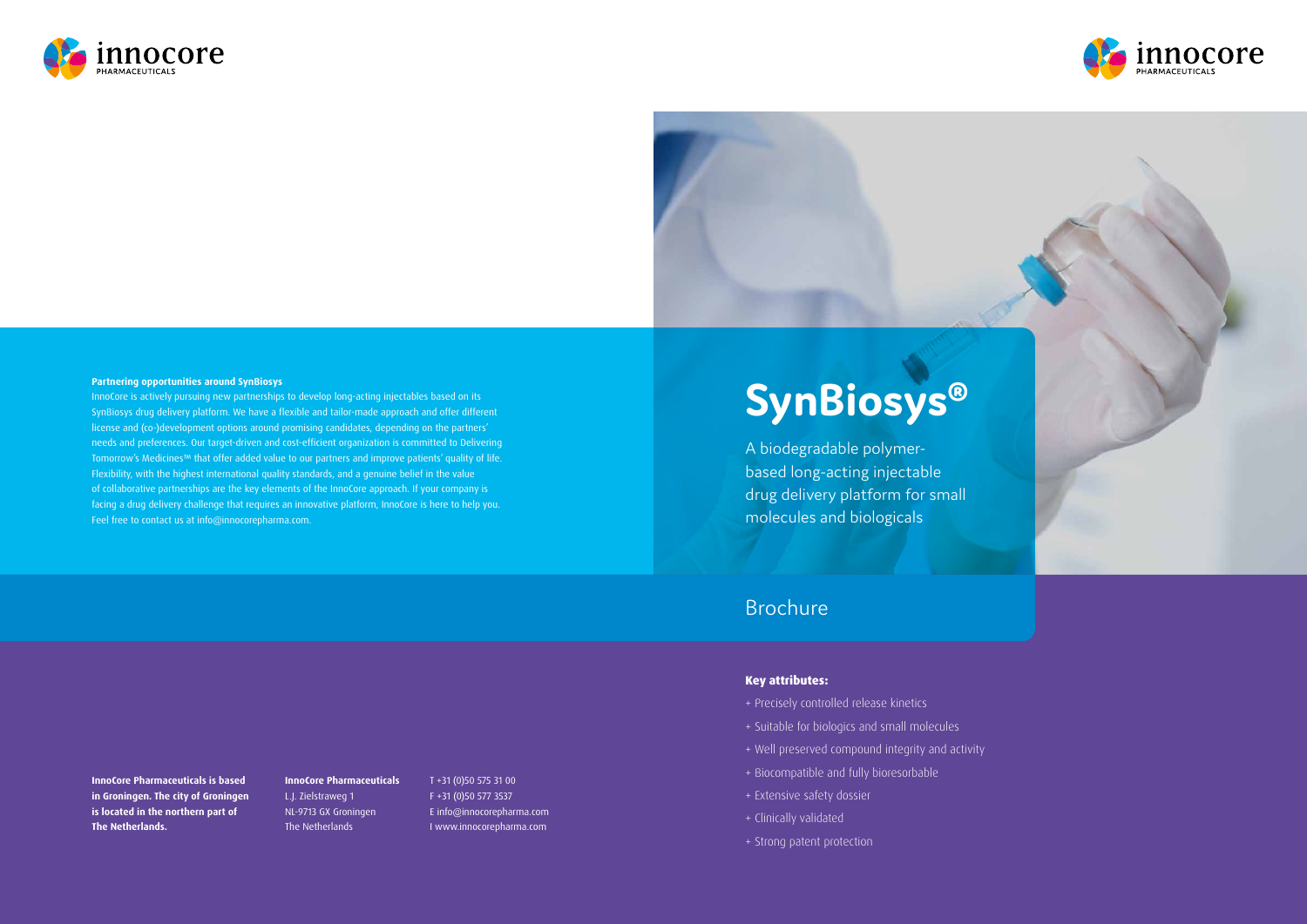# SynBiosys®

A biodegradable polymer-based long-acting injectable drug delivery platform for small molecules and biologicals

Brochure

**Key attributes:**

+ Precisely controlled release kinetics
+ Suitable for biologics and small molecules
+ Well preserved compound integrity and activity
+ Biocompatible and fully bioresorbable
+ Extensive safety dossier
+ Clinically validated
+ Strong patent protection

**Partnering opportunities around SynBiosys**

InnoCore is actively pursuing new partnerships to develop long-acting injectables based on its SynBiosys drug delivery platform. We have a flexible and tailor-made approach and offer different license and (co-)development options around promising candidates, depending on the partners' needs and preferences. Our target-driven and cost-efficient organization is committed to Delivering Tomorrow's Medicines™ that offer added value to our partners and improve patients' quality of life. Flexibility, with the highest international quality standards, and a genuine belief in the value of collaborative partnerships are the key elements of the InnoCore approach. If your company is facing a drug delivery challenge that requires an innovative platform, InnoCore is here to help you. Feel free to contact us at info@innocorepharma.com.

**InnoCore Pharmaceuticals is based in Groningen. The city of Groningen is located in the northern part of The Netherlands.**

**InnoCore Pharmaceuticals**
L.J. Zielstraweg 1
NL-9713 GX Groningen
The Netherlands

T +31 (0)50 575 31 00
F +31 (0)50 577 3537
E info@innocorepharma.com
I www.innocorepharma.com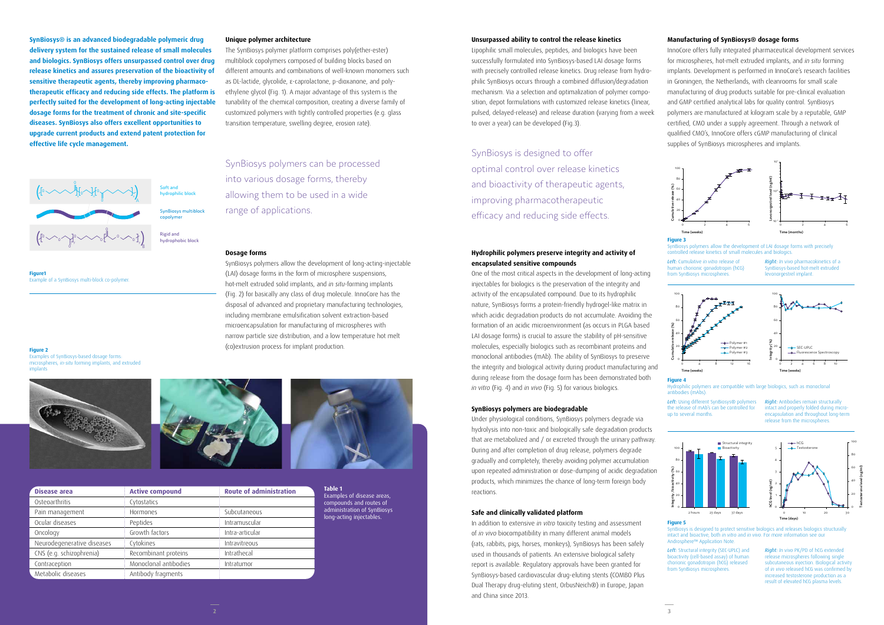**SynBiosys® is an advanced biodegradable polymeric drug delivery system for the sustained release of small molecules and biologics. SynBiosys offers unsurpassed control over drug release kinetics and assures preservation of the bioactivity of sensitive therapeutic agents, thereby improving pharmaco-therapeutic efficacy and reducing side effects. The platform is perfectly suited for the development of long-acting injectable dosage forms for the treatment of chronic and site-specific diseases. SynBiosys also offers excellent opportunities to upgrade current products and extend patent protection for effective life cycle management.**

Soft and hydrophilic block

SynBiosys multiblock copolymer

Rigid and hydrophobic block

**Figure1**
Example of a SynBiosys multi-block co-polymer

**Figure 2**
Examples of SynBiosys-based dosage forms: microspheres, *in-situ* forming implants, and extruded implants

## Unique polymer architecture

The SynBiosys polymer platform comprises poly(ether-ester) multiblock copolymers composed of building blocks based on different amounts and combinations of well-known monomers such as DL-lactide, glycolide, ε-caprolactone, p-dioxanone, and polyethylene glycol (Fig. 1). A major advantage of this system is the tunability of the chemical composition, creating a diverse family of customized polymers with tightly controlled properties (e.g. glass transition temperature, swelling degree, erosion rate).

SynBiosys polymers can be processed into various dosage forms, thereby allowing them to be used in a wide range of applications.

## Dosage forms

SynBiosys polymers allow the development of long-acting-injectable (LAI) dosage forms in the form of microsphere suspensions, hot-melt extruded solid implants, and *in situ*-forming implants (Fig. 2) for basically any class of drug molecule. InnoCore has the disposal of advanced and proprietary manufacturing technologies, including membrane emulsification solvent extraction-based microencapsulation for manufacturing of microspheres with narrow particle size distribution, and a low temperature hot melt (co)extrusion process for implant production.

| Disease area | Active compound | Route of administration |
|---|---|---|
| Osteoarthritis | Cytostatics | |
| Pain management | Hormones | Subcutaneous |
| Ocular diseases | Peptides | Intramuscular |
| Oncology | Growth factors | Intra-articular |
| Neurodegenerative diseases | Cytokines | Intravitreous |
| CNS (e.g. schizophrenia) | Recombinant proteins | Intrathecal |
| Contraception | Monoclonal antibodies | Intratumor |
| Metabolic diseases | Antibody fragments | |

**Table 1**
Examples of disease areas, compounds and routes of administration of SynBiosys long-acting injectables.

## Unsurpassed ability to control the release kinetics

Lipophilic small molecules, peptides, and biologics have been successfully formulated into SynBiosys-based LAI dosage forms with precisely controlled release kinetics. Drug release from hydrophilic SynBiosys occurs through a combined diffusion/degradation mechanism. Via a selection and optimalization of polymer composition, depot formulations with customized release kinetics (linear, pulsed, delayed-release) and release duration (varying from a week to over a year) can be developed (Fig.3).

SynBiosys is designed to offer optimal control over release kinetics and bioactivity of therapeutic agents, improving pharmacotherapeutic efficacy and reducing side effects.

## Hydrophilic polymers preserve integrity and activity of encapsulated sensitive compounds

One of the most critical aspects in the development of long-acting injectables for biologics is the preservation of the integrity and activity of the encapsulated compound. Due to its hydrophilic nature, SynBiosys forms a protein-friendly hydrogel-like matrix in which acidic degradation products do not accumulate. Avoiding the formation of an acidic microenvironment (as occurs in PLGA based LAI dosage forms) is crucial to assure the stability of pH-sensitive molecules, especially biologics such as recombinant proteins and monoclonal antibodies (mAb). The ability of SynBiosys to preserve the integrity and biological activity during product manufacturing and during release from the dosage form has been demonstrated both *in vitro* (Fig. 4) and *in vivo* (Fig. 5) for various biologics.

## SynBiosys polymers are biodegradable

Under physiological conditions, SynBiosys polymers degrade via hydrolysis into non-toxic and biologically safe degradation products that are metabolized and / or excreted through the urinary pathway. During and after completion of drug release, polymers degrade gradually and completely, thereby avoiding polymer accumulation upon repeated administration or dose-dumping of acidic degradation products, which minimizes the chance of long-term foreign body reactions.

## Safe and clinically validated platform

In addition to extensive *in vitro* toxicity testing and assessment of *in vivo* biocompatibility in many different animal models (rats, rabbits, pigs, horses, monkeys), SynBiosys has been safely used in thousands of patients. An extensive biological safety report is available. Regulatory approvals have been granted for SynBiosys-based cardiovascular drug-eluting stents (COMBO Plus Dual Therapy drug-eluting stent, OrbusNeich®) in Europe, Japan and China since 2013.

## Manufacturing of SynBiosys® dosage forms

InnoCore offers fully integrated pharmaceutical development services for microspheres, hot-melt extruded implants, and *in situ* forming implants. Development is performed in InnoCore's research facilities in Groningen, the Netherlands, with cleanrooms for small scale manufacturing of drug products suitable for pre-clinical evaluation and GMP certified analytical labs for quality control. SynBiosys polymers are manufactured at kilogram scale by a reputable, GMP certified, CMO under a supply agreement. Through a network of qualified CMO's, InnoCore offers cGMP manufacturing of clinical supplies of SynBiosys microspheres and implants.

Cumulative release (%)
Time (weeks)
Levonorgestrel level (ng/ml)
Time (months)

**Figure 3**
SynBiosys polymers allow the development of LAI dosage forms with precisely controlled release kinetics of small molecules and biologics.

*Left:* Cumulative *in vitro* release of human chorionic gonadotropin (hCG) from SynBiosys microspheres.

*Right: In vivo* pharmacokinetics of a SynBiosys-based hot-melt extruded levonorgestrel implant.

Cumulative release (%)
Time (weeks)
Polymer #1
Polymer #2
Polymer #3
Integrity (%)
Time (weeks)
SEC-UPLC
Fluorescence Spectroscopy

**Figure 4**
Hydrophilic polymers are compatible with large biologics, such as monoclonal antibodies (mAbs).

*Left:* Using different SynBiosys® polymers the release of mAb's can be controlled for up to several months.

*Right:* Antibodies remain structurally intact and properly folded during microencapsulation and throughout long-term release from the microspheres.

Integrity /bioactivity (%)
Structural integrity
Bioactivity
2 hours
23 days
37 days
hCG level (ng/ml)
Testosterone level (ng/ml)
hCG
Testosterone
Time (days)

**Figure 5**
SynBiosys is designed to protect sensitive biologics and releases biologics structurally intact and bioactive, both *in vitro* and *in vivo*. For more information see our Androsphere™ Application Note.

*Left:* Structural integrity (SEC-UPLC) and bioactivity (cell-based assay) of human chorionic gonadotropin (hCG) released from SynBiosys microspheres.

*Right: In vivo* PK/PD of hCG extended release microspheres following single subcutaneous injection. Biological activity of *in vivo* released hCG was confirmed by increased testosterone production as a result of elevated hCG plasma levels.